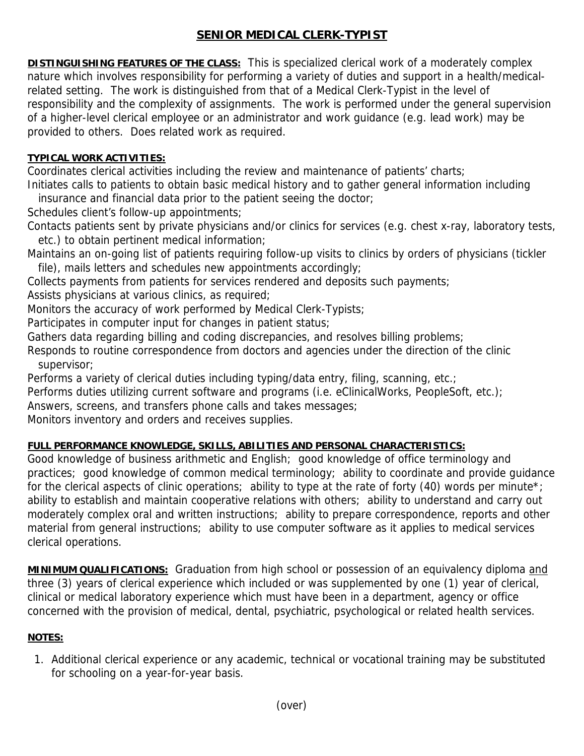# SENIOR MEDICAL CLERK-TYPIST

**DISTINGUISHING FEATURES OF THE CLASS:** This is specialized clerical work of a moderately complex nature which involves responsibility for performing a variety of duties and support in a health/medical-related setting. The work is distinguished from that of a Medical Clerk-Typist in the level of responsibility and the complexity of assignments. The work is performed under the general supervision of a higher-level clerical employee or an administrator and work guidance (e.g. lead work) may be provided to others. Does related work as required.

**TYPICAL WORK ACTIVITIES:**

Coordinates clerical activities including the review and maintenance of patients' charts;
Initiates calls to patients to obtain basic medical history and to gather general information including insurance and financial data prior to the patient seeing the doctor;
Schedules client's follow-up appointments;
Contacts patients sent by private physicians and/or clinics for services (e.g. chest x-ray, laboratory tests, etc.) to obtain pertinent medical information;
Maintains an on-going list of patients requiring follow-up visits to clinics by orders of physicians (tickler file), mails letters and schedules new appointments accordingly;
Collects payments from patients for services rendered and deposits such payments;
Assists physicians at various clinics, as required;
Monitors the accuracy of work performed by Medical Clerk-Typists;
Participates in computer input for changes in patient status;
Gathers data regarding billing and coding discrepancies, and resolves billing problems;
Responds to routine correspondence from doctors and agencies under the direction of the clinic supervisor;
Performs a variety of clerical duties including typing/data entry, filing, scanning, etc.;
Performs duties utilizing current software and programs (i.e. eClinicalWorks, PeopleSoft, etc.);
Answers, screens, and transfers phone calls and takes messages;
Monitors inventory and orders and receives supplies.

**FULL PERFORMANCE KNOWLEDGE, SKILLS, ABILITIES AND PERSONAL CHARACTERISTICS:**

Good knowledge of business arithmetic and English; good knowledge of office terminology and practices; good knowledge of common medical terminology; ability to coordinate and provide guidance for the clerical aspects of clinic operations; ability to type at the rate of forty (40) words per minute*; ability to establish and maintain cooperative relations with others; ability to understand and carry out moderately complex oral and written instructions; ability to prepare correspondence, reports and other material from general instructions; ability to use computer software as it applies to medical services clerical operations.

**MINIMUM QUALIFICATIONS:** Graduation from high school or possession of an equivalency diploma and three (3) years of clerical experience which included or was supplemented by one (1) year of clerical, clinical or medical laboratory experience which must have been in a department, agency or office concerned with the provision of medical, dental, psychiatric, psychological or related health services.

**NOTES:**

1. Additional clerical experience or any academic, technical or vocational training may be substituted for schooling on a year-for-year basis.

(over)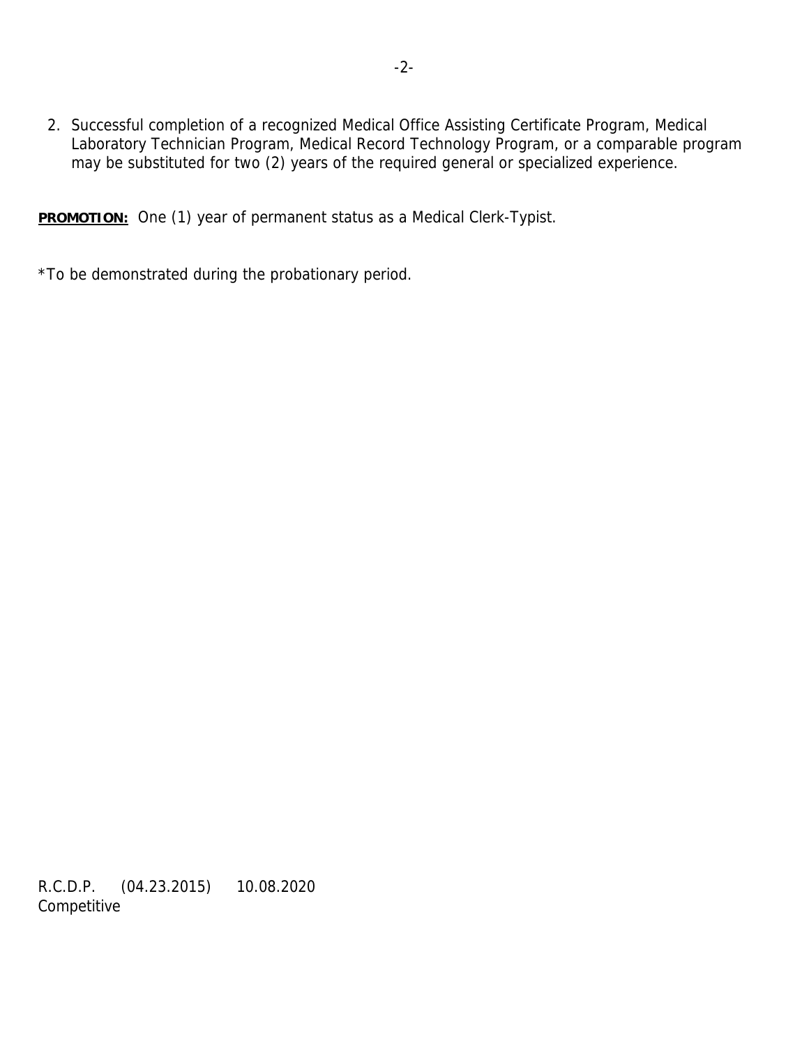2. Successful completion of a recognized Medical Office Assisting Certificate Program, Medical Laboratory Technician Program, Medical Record Technology Program, or a comparable program may be substituted for two (2) years of the required general or specialized experience.

**PROMOTION:** One (1) year of permanent status as a Medical Clerk-Typist.

*To be demonstrated during the probationary period.

R.C.D.P. (04.23.2015) 10.08.2020
Competitive